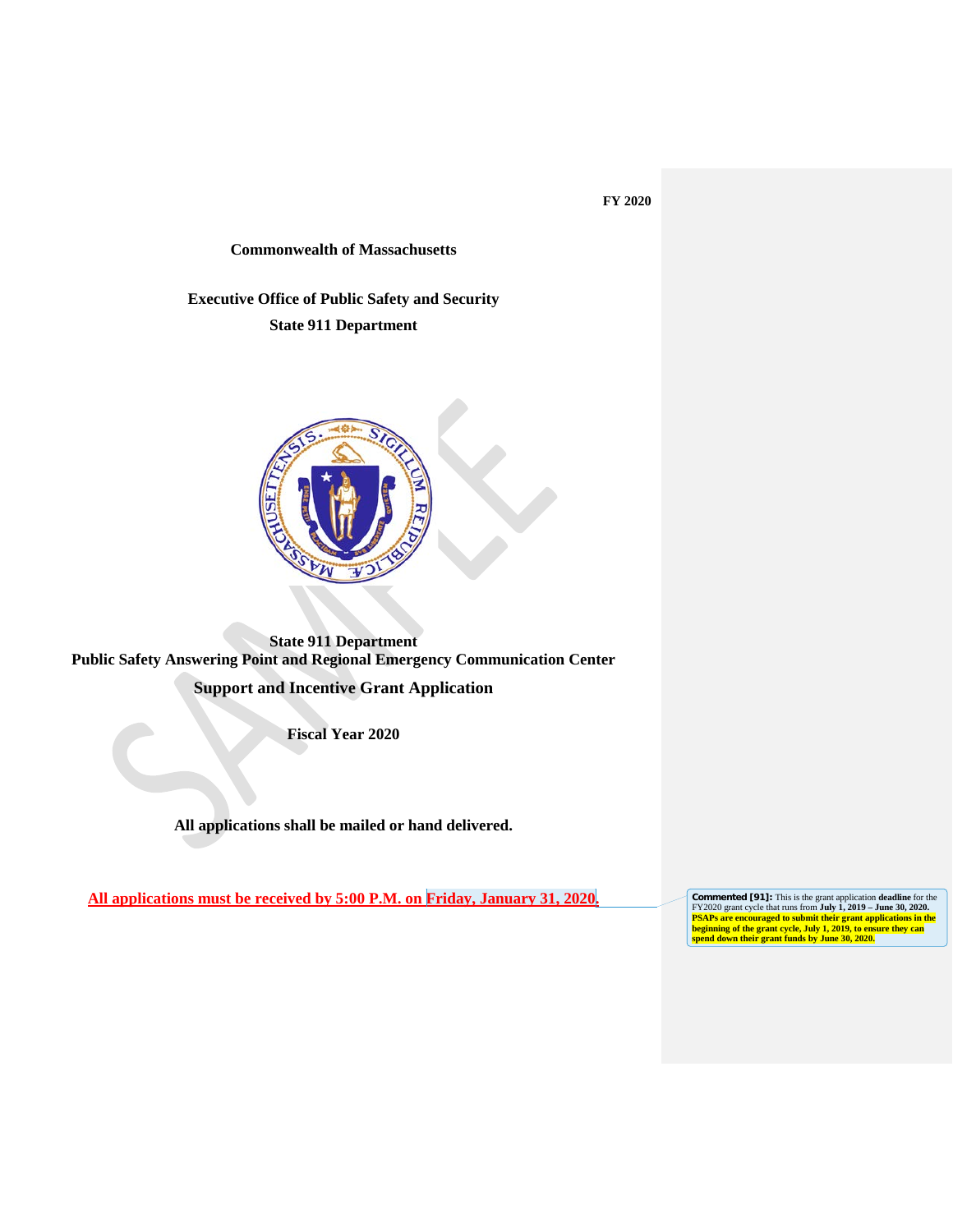FY 2020

**Commonwealth of Massachusetts**

**Executive Office of Public Safety and Security**

**State 911 Department**

**State 911 Department**

**Public Safety Answering Point and Regional Emergency Communication Center**

**Support and Incentive Grant Application**

**Fiscal Year 2020**

**All applications shall be mailed or hand delivered.**

**All applications must be received by 5:00 P.M. on Friday, January 31, 2020.**

**Commented [91]:** This is the grant application **deadline** for the FY2020 grant cycle that runs from **July 1, 2019 – June 30, 2020. PSAPs are encouraged to submit their grant applications in the beginning of the grant cycle, July 1, 2019, to ensure they can spend down their grant funds by June 30, 2020.**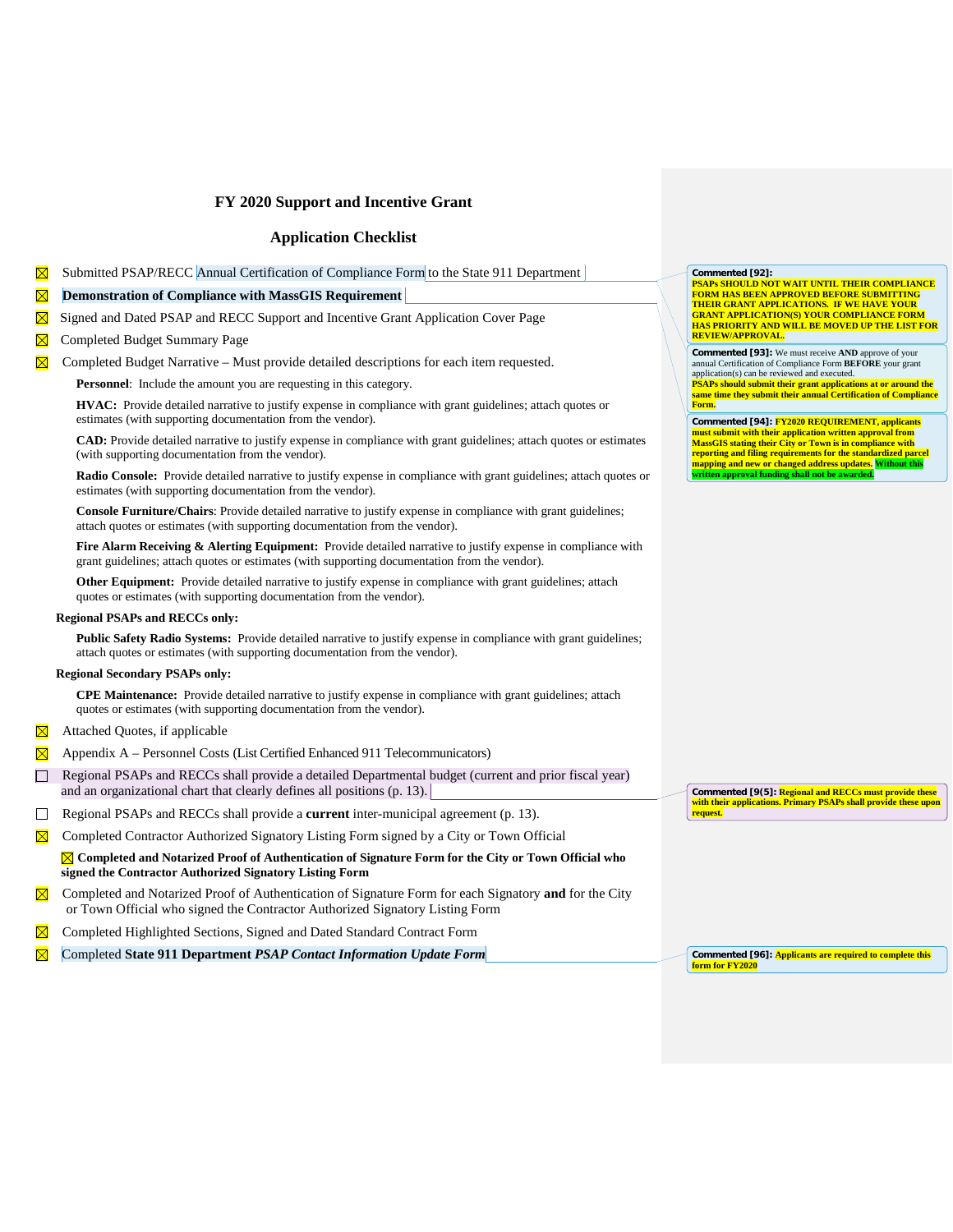# FY 2020 Support and Incentive Grant

## Application Checklist

- ☒ Submitted PSAP/RECC Annual Certification of Compliance Form to the State 911 Department
- ☒ **Demonstration of Compliance with MassGIS Requirement**
- ☒ Signed and Dated PSAP and RECC Support and Incentive Grant Application Cover Page
- ☒ Completed Budget Summary Page
- ☒ Completed Budget Narrative – Must provide detailed descriptions for each item requested.

  **Personnel**: Include the amount you are requesting in this category.

  **HVAC:** Provide detailed narrative to justify expense in compliance with grant guidelines; attach quotes or estimates (with supporting documentation from the vendor).

  **CAD:** Provide detailed narrative to justify expense in compliance with grant guidelines; attach quotes or estimates (with supporting documentation from the vendor).

  **Radio Console:** Provide detailed narrative to justify expense in compliance with grant guidelines; attach quotes or estimates (with supporting documentation from the vendor).

  **Console Furniture/Chairs**: Provide detailed narrative to justify expense in compliance with grant guidelines; attach quotes or estimates (with supporting documentation from the vendor).

  **Fire Alarm Receiving & Alerting Equipment:** Provide detailed narrative to justify expense in compliance with grant guidelines; attach quotes or estimates (with supporting documentation from the vendor).

  **Other Equipment:** Provide detailed narrative to justify expense in compliance with grant guidelines; attach quotes or estimates (with supporting documentation from the vendor).

  **Regional PSAPs and RECCs only:**

  **Public Safety Radio Systems:** Provide detailed narrative to justify expense in compliance with grant guidelines; attach quotes or estimates (with supporting documentation from the vendor).

  **Regional Secondary PSAPs only:**

  **CPE Maintenance:** Provide detailed narrative to justify expense in compliance with grant guidelines; attach quotes or estimates (with supporting documentation from the vendor).

- ☒ Attached Quotes, if applicable
- ☒ Appendix A – Personnel Costs (List Certified Enhanced 911 Telecommunicators)
- ☐ Regional PSAPs and RECCs shall provide a detailed Departmental budget (current and prior fiscal year) and an organizational chart that clearly defines all positions (p. 13).
- ☐ Regional PSAPs and RECCs shall provide a **current** inter-municipal agreement (p. 13).
- ☒ Completed Contractor Authorized Signatory Listing Form signed by a City or Town Official

  ☒ **Completed and Notarized Proof of Authentication of Signature Form for the City or Town Official who signed the Contractor Authorized Signatory Listing Form**

- ☒ Completed and Notarized Proof of Authentication of Signature Form for each Signatory **and** for the City or Town Official who signed the Contractor Authorized Signatory Listing Form
- ☒ Completed Highlighted Sections, Signed and Dated Standard Contract Form
- ☒ Completed **State 911 Department *PSAP Contact Information Update Form***

---

**Commented [92]:** **PSAPs SHOULD NOT WAIT UNTIL THEIR COMPLIANCE FORM HAS BEEN APPROVED BEFORE SUBMITTING THEIR GRANT APPLICATIONS. IF WE HAVE YOUR GRANT APPLICATION(S) YOUR COMPLIANCE FORM HAS PRIORITY AND WILL BE MOVED UP THE LIST FOR REVIEW/APPROVAL.**

**Commented [93]:** We must receive **AND** approve of your annual Certification of Compliance Form **BEFORE** your grant application(s) can be reviewed and executed. **PSAPs should submit their grant applications at or around the same time they submit their annual Certification of Compliance Form.**

**Commented [94]:** **FY2020 REQUIREMENT, applicants must submit with their application written approval from MassGIS stating their City or Town is in compliance with reporting and filing requirements for the standardized parcel mapping and new or changed address updates. Without this written approval funding shall not be awarded.**

**Commented [95]:** **Regional and RECCs must provide these with their applications. Primary PSAPs shall provide these upon request.**

**Commented [96]:** **Applicants are required to complete this form for FY2020**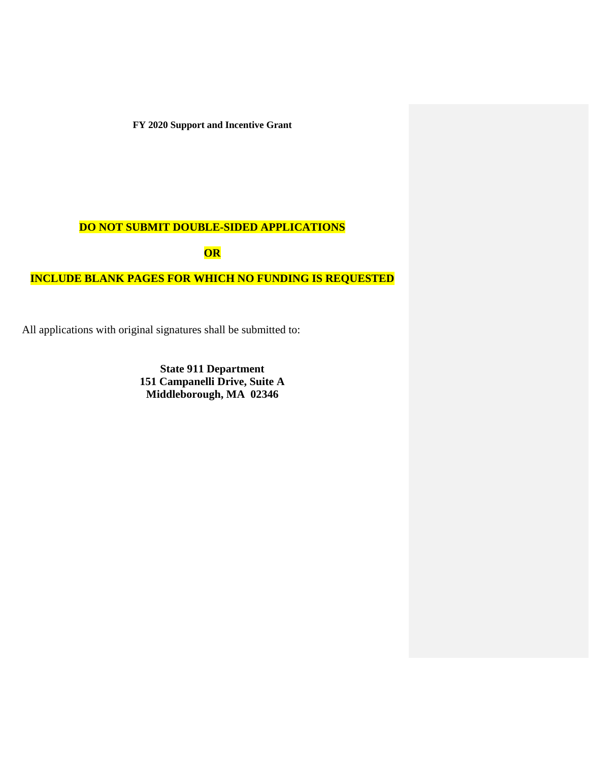**FY 2020 Support and Incentive Grant**

**DO NOT SUBMIT DOUBLE-SIDED APPLICATIONS**

**OR**

**INCLUDE BLANK PAGES FOR WHICH NO FUNDING IS REQUESTED**

All applications with original signatures shall be submitted to:

**State 911 Department**
**151 Campanelli Drive, Suite A**
**Middleborough, MA 02346**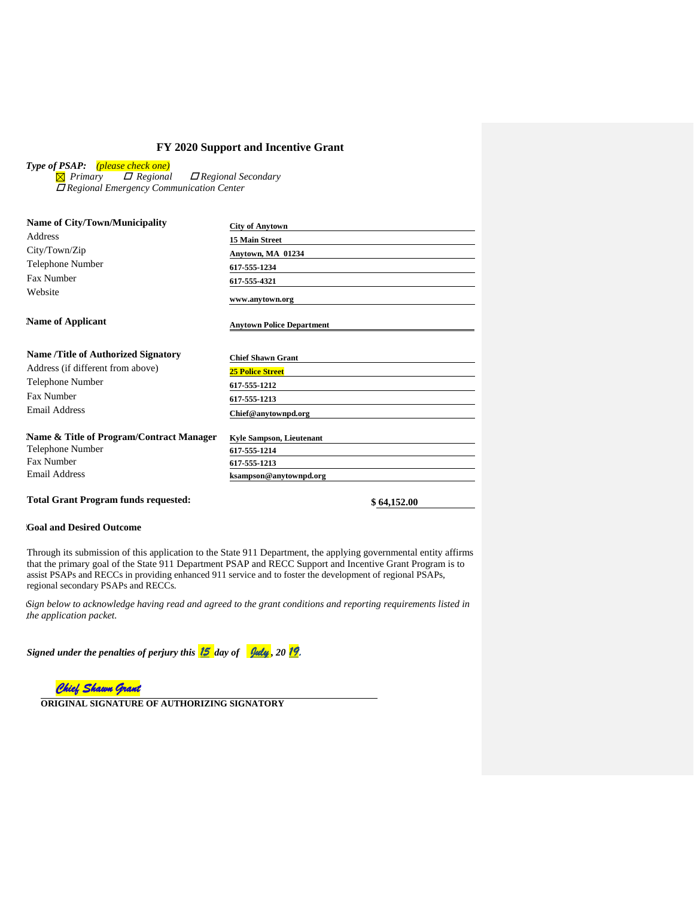# FY 2020 Support and Incentive Grant

***Type of PSAP:*** *(please check one)*

☒ *Primary* ☐ *Regional* ☐ *Regional Secondary*
☐ *Regional Emergency Communication Center*

| | |
|---|---|
| **Name of City/Town/Municipality** | **City of Anytown** |
| Address | **15 Main Street** |
| City/Town/Zip | **Anytown, MA 01234** |
| Telephone Number | **617-555-1234** |
| Fax Number | **617-555-4321** |
| Website | **www.anytown.org** |
| **Name of Applicant** | **Anytown Police Department** |
| **Name /Title of Authorized Signatory** | **Chief Shawn Grant** |
| Address (if different from above) | **25 Police Street** |
| Telephone Number | **617-555-1212** |
| Fax Number | **617-555-1213** |
| Email Address | **Chief@anytownpd.org** |
| **Name & Title of Program/Contract Manager** | **Kyle Sampson, Lieutenant** |
| Telephone Number | **617-555-1214** |
| Fax Number | **617-555-1213** |
| Email Address | **ksampson@anytownpd.org** |

**Total Grant Program funds requested:** **$ 64,152.00**

**Goal and Desired Outcome**

Through its submission of this application to the State 911 Department, the applying governmental entity affirms that the primary goal of the State 911 Department PSAP and RECC Support and Incentive Grant Program is to assist PSAPs and RECCs in providing enhanced 911 service and to foster the development of regional PSAPs, regional secondary PSAPs and RECCs.

*Sign below to acknowledge having read and agreed to the grant conditions and reporting requirements listed in the application packet.*

***Signed under the penalties of perjury this*** *15* ***day of*** *July****, 20*** *19****.***

*Chief Shawn Grant*

**ORIGINAL SIGNATURE OF AUTHORIZING SIGNATORY**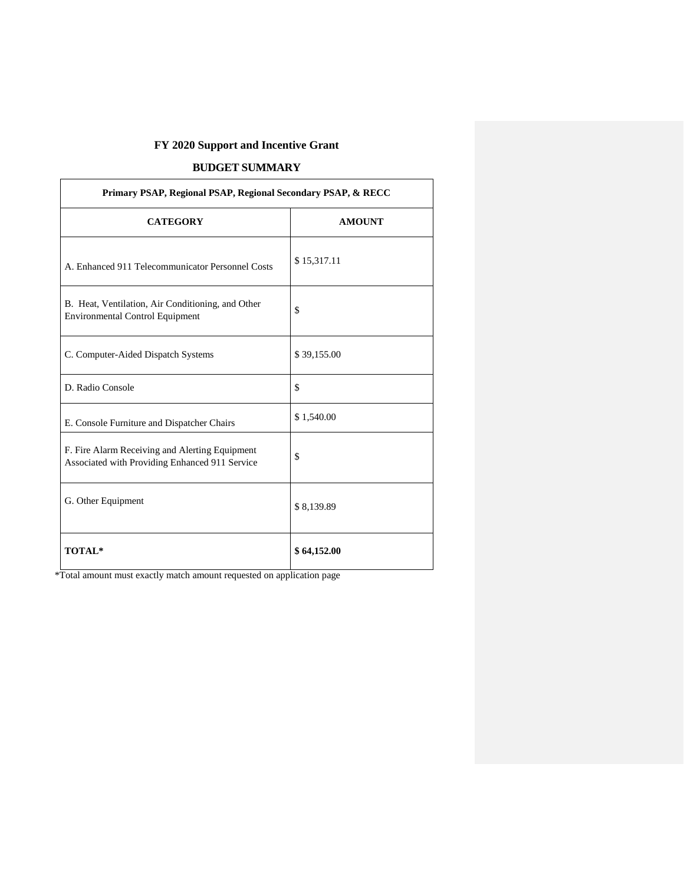# FY 2020 Support and Incentive Grant

## BUDGET SUMMARY

| Primary PSAP, Regional PSAP, Regional Secondary PSAP, & RECC | |
|---|---|
| **CATEGORY** | **AMOUNT** |
| A. Enhanced 911 Telecommunicator Personnel Costs | $ 15,317.11 |
| B. Heat, Ventilation, Air Conditioning, and Other Environmental Control Equipment | $ |
| C. Computer-Aided Dispatch Systems | $ 39,155.00 |
| D. Radio Console | $ |
| E. Console Furniture and Dispatcher Chairs | $ 1,540.00 |
| F. Fire Alarm Receiving and Alerting Equipment Associated with Providing Enhanced 911 Service | $ |
| G. Other Equipment | $ 8,139.89 |
| **TOTAL*** | **$ 64,152.00** |

*Total amount must exactly match amount requested on application page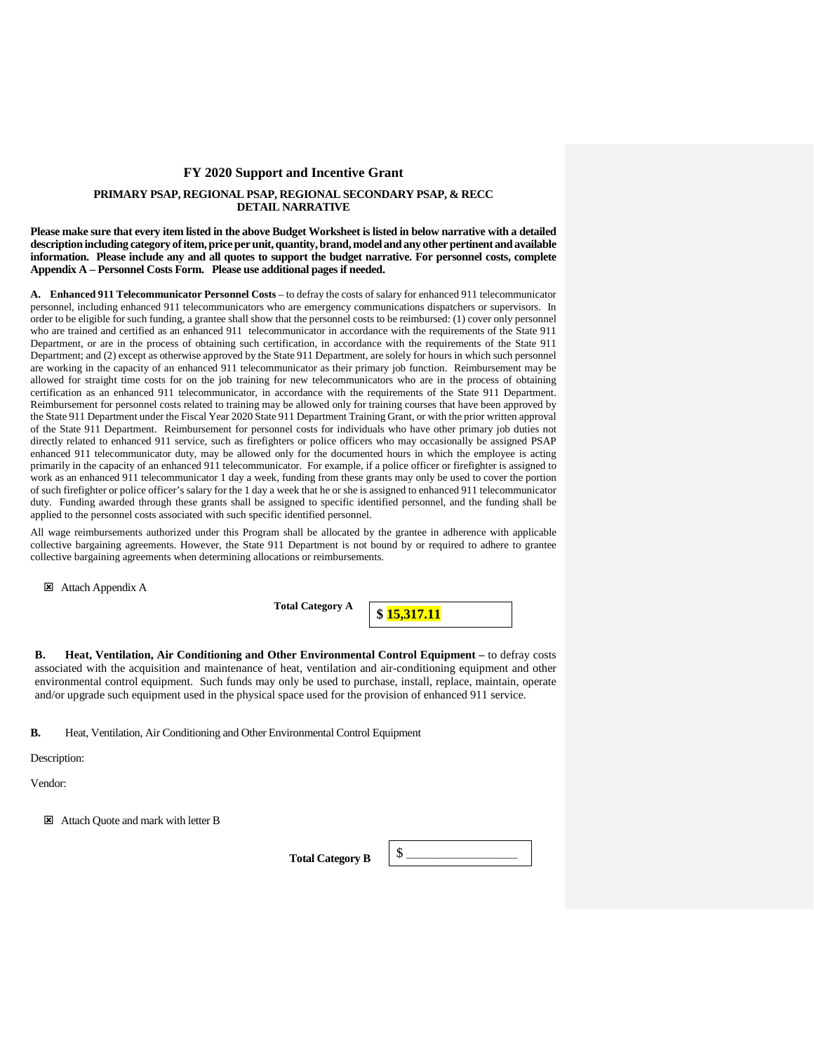## FY 2020 Support and Incentive Grant

### PRIMARY PSAP, REGIONAL PSAP, REGIONAL SECONDARY PSAP, & RECC DETAIL NARRATIVE

**Please make sure that every item listed in the above Budget Worksheet is listed in below narrative with a detailed description including category of item, price per unit, quantity, brand, model and any other pertinent and available information. Please include any and all quotes to support the budget narrative. For personnel costs, complete Appendix A – Personnel Costs Form. Please use additional pages if needed.**

**A. Enhanced 911 Telecommunicator Personnel Costs** – to defray the costs of salary for enhanced 911 telecommunicator personnel, including enhanced 911 telecommunicators who are emergency communications dispatchers or supervisors. In order to be eligible for such funding, a grantee shall show that the personnel costs to be reimbursed: (1) cover only personnel who are trained and certified as an enhanced 911 telecommunicator in accordance with the requirements of the State 911 Department, or are in the process of obtaining such certification, in accordance with the requirements of the State 911 Department; and (2) except as otherwise approved by the State 911 Department, are solely for hours in which such personnel are working in the capacity of an enhanced 911 telecommunicator as their primary job function. Reimbursement may be allowed for straight time costs for on the job training for new telecommunicators who are in the process of obtaining certification as an enhanced 911 telecommunicator, in accordance with the requirements of the State 911 Department. Reimbursement for personnel costs related to training may be allowed only for training courses that have been approved by the State 911 Department under the Fiscal Year 2020 State 911 Department Training Grant, or with the prior written approval of the State 911 Department. Reimbursement for personnel costs for individuals who have other primary job duties not directly related to enhanced 911 service, such as firefighters or police officers who may occasionally be assigned PSAP enhanced 911 telecommunicator duty, may be allowed only for the documented hours in which the employee is acting primarily in the capacity of an enhanced 911 telecommunicator. For example, if a police officer or firefighter is assigned to work as an enhanced 911 telecommunicator 1 day a week, funding from these grants may only be used to cover the portion of such firefighter or police officer's salary for the 1 day a week that he or she is assigned to enhanced 911 telecommunicator duty. Funding awarded through these grants shall be assigned to specific identified personnel, and the funding shall be applied to the personnel costs associated with such specific identified personnel.

All wage reimbursements authorized under this Program shall be allocated by the grantee in adherence with applicable collective bargaining agreements. However, the State 911 Department is not bound by or required to adhere to grantee collective bargaining agreements when determining allocations or reimbursements.

☒ Attach Appendix A

**Total Category A** **$ 15,317.11**

**B. Heat, Ventilation, Air Conditioning and Other Environmental Control Equipment –** to defray costs associated with the acquisition and maintenance of heat, ventilation and air-conditioning equipment and other environmental control equipment. Such funds may only be used to purchase, install, replace, maintain, operate and/or upgrade such equipment used in the physical space used for the provision of enhanced 911 service.

**B.** Heat, Ventilation, Air Conditioning and Other Environmental Control Equipment

Description:

Vendor:

☒ Attach Quote and mark with letter B

**Total Category B** $ ________________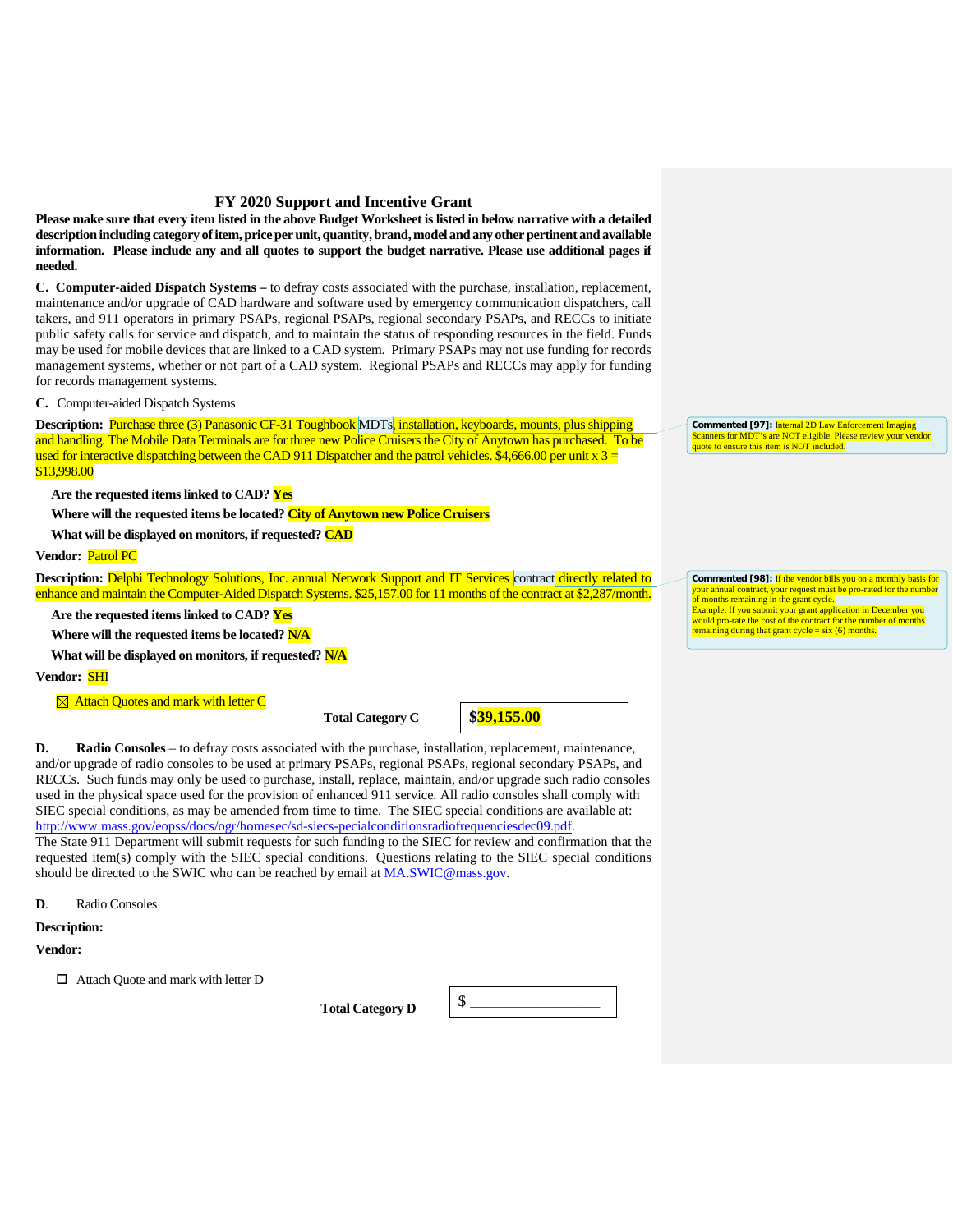## FY 2020 Support and Incentive Grant

**Please make sure that every item listed in the above Budget Worksheet is listed in below narrative with a detailed description including category of item, price per unit, quantity, brand, model and any other pertinent and available information. Please include any and all quotes to support the budget narrative. Please use additional pages if needed.**

**C. Computer-aided Dispatch Systems** – to defray costs associated with the purchase, installation, replacement, maintenance and/or upgrade of CAD hardware and software used by emergency communication dispatchers, call takers, and 911 operators in primary PSAPs, regional PSAPs, regional secondary PSAPs, and RECCs to initiate public safety calls for service and dispatch, and to maintain the status of responding resources in the field. Funds may be used for mobile devices that are linked to a CAD system. Primary PSAPs may not use funding for records management systems, whether or not part of a CAD system. Regional PSAPs and RECCs may apply for funding for records management systems.

C. Computer-aided Dispatch Systems

**Description:** Purchase three (3) Panasonic CF-31 Toughbook MDTs, installation, keyboards, mounts, plus shipping and handling. The Mobile Data Terminals are for three new Police Cruisers the City of Anytown has purchased. To be used for interactive dispatching between the CAD 911 Dispatcher and the patrol vehicles. $4,666.00 per unit x 3 = $13,998.00

> **Commented [97]:** Internal 2D Law Enforcement Imaging Scanners for MDT's are NOT eligible. Please review your vendor quote to ensure this item is NOT included.

**Are the requested items linked to CAD? Yes**

**Where will the requested items be located? City of Anytown new Police Cruisers**

**What will be displayed on monitors, if requested? CAD**

**Vendor:** Patrol PC

**Description:** Delphi Technology Solutions, Inc. annual Network Support and IT Services contract directly related to enhance and maintain the Computer-Aided Dispatch Systems. $25,157.00 for 11 months of the contract at $2,287/month.

> **Commented [98]:** If the vendor bills you on a monthly basis for your annual contract, your request must be pro-rated for the number of months remaining in the grant cycle.
> Example: If you submit your grant application in December you would pro-rate the cost of the contract for the number of months remaining during that grant cycle = six (6) months.

**Are the requested items linked to CAD? Yes**

**Where will the requested items be located? N/A**

**What will be displayed on monitors, if requested? N/A**

**Vendor:** SHI

☒ Attach Quotes and mark with letter C

**Total Category C** | **$39,155.00**

**D. Radio Consoles** – to defray costs associated with the purchase, installation, replacement, maintenance, and/or upgrade of radio consoles to be used at primary PSAPs, regional PSAPs, regional secondary PSAPs, and RECCs. Such funds may only be used to purchase, install, replace, maintain, and/or upgrade such radio consoles used in the physical space used for the provision of enhanced 911 service. All radio consoles shall comply with SIEC special conditions, as may be amended from time to time. The SIEC special conditions are available at: http://www.mass.gov/eopss/docs/ogr/homesec/sd-siecs-pecialconditionsradiofrequenciesdec09.pdf. The State 911 Department will submit requests for such funding to the SIEC for review and confirmation that the requested item(s) comply with the SIEC special conditions. Questions relating to the SIEC special conditions should be directed to the SWIC who can be reached by email at MA.SWIC@mass.gov.

**D.** Radio Consoles

**Description:**

**Vendor:**

☐ Attach Quote and mark with letter D

**Total Category D** | $ ________________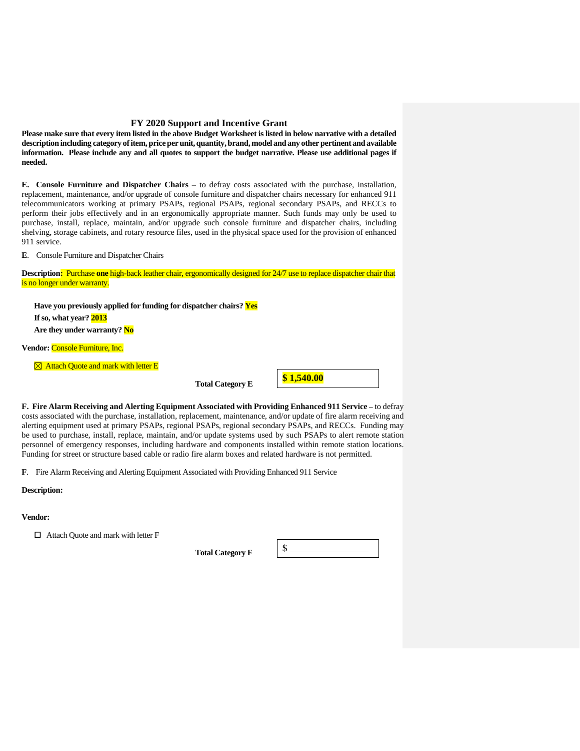## FY 2020 Support and Incentive Grant

**Please make sure that every item listed in the above Budget Worksheet is listed in below narrative with a detailed description including category of item, price per unit, quantity, brand, model and any other pertinent and available information. Please include any and all quotes to support the budget narrative. Please use additional pages if needed.**

**E. Console Furniture and Dispatcher Chairs** – to defray costs associated with the purchase, installation, replacement, maintenance, and/or upgrade of console furniture and dispatcher chairs necessary for enhanced 911 telecommunicators working at primary PSAPs, regional PSAPs, regional secondary PSAPs, and RECCs to perform their jobs effectively and in an ergonomically appropriate manner. Such funds may only be used to purchase, install, replace, maintain, and/or upgrade such console furniture and dispatcher chairs, including shelving, storage cabinets, and rotary resource files, used in the physical space used for the provision of enhanced 911 service.

**E**. Console Furniture and Dispatcher Chairs

**Description:** Purchase **one** high-back leather chair, ergonomically designed for 24/7 use to replace dispatcher chair that is no longer under warranty.

**Have you previously applied for funding for dispatcher chairs? Yes**

**If so, what year? 2013**

**Are they under warranty? No**

**Vendor:** Console Furniture, Inc.

☒ Attach Quote and mark with letter E

**Total Category E** **$ 1,540.00**

**F. Fire Alarm Receiving and Alerting Equipment Associated with Providing Enhanced 911 Service** – to defray costs associated with the purchase, installation, replacement, maintenance, and/or update of fire alarm receiving and alerting equipment used at primary PSAPs, regional PSAPs, regional secondary PSAPs, and RECCs. Funding may be used to purchase, install, replace, maintain, and/or update systems used by such PSAPs to alert remote station personnel of emergency responses, including hardware and components installed within remote station locations. Funding for street or structure based cable or radio fire alarm boxes and related hardware is not permitted.

**F**. Fire Alarm Receiving and Alerting Equipment Associated with Providing Enhanced 911 Service

**Description:**

**Vendor:**

☐ Attach Quote and mark with letter F

**Total Category F** $ ________________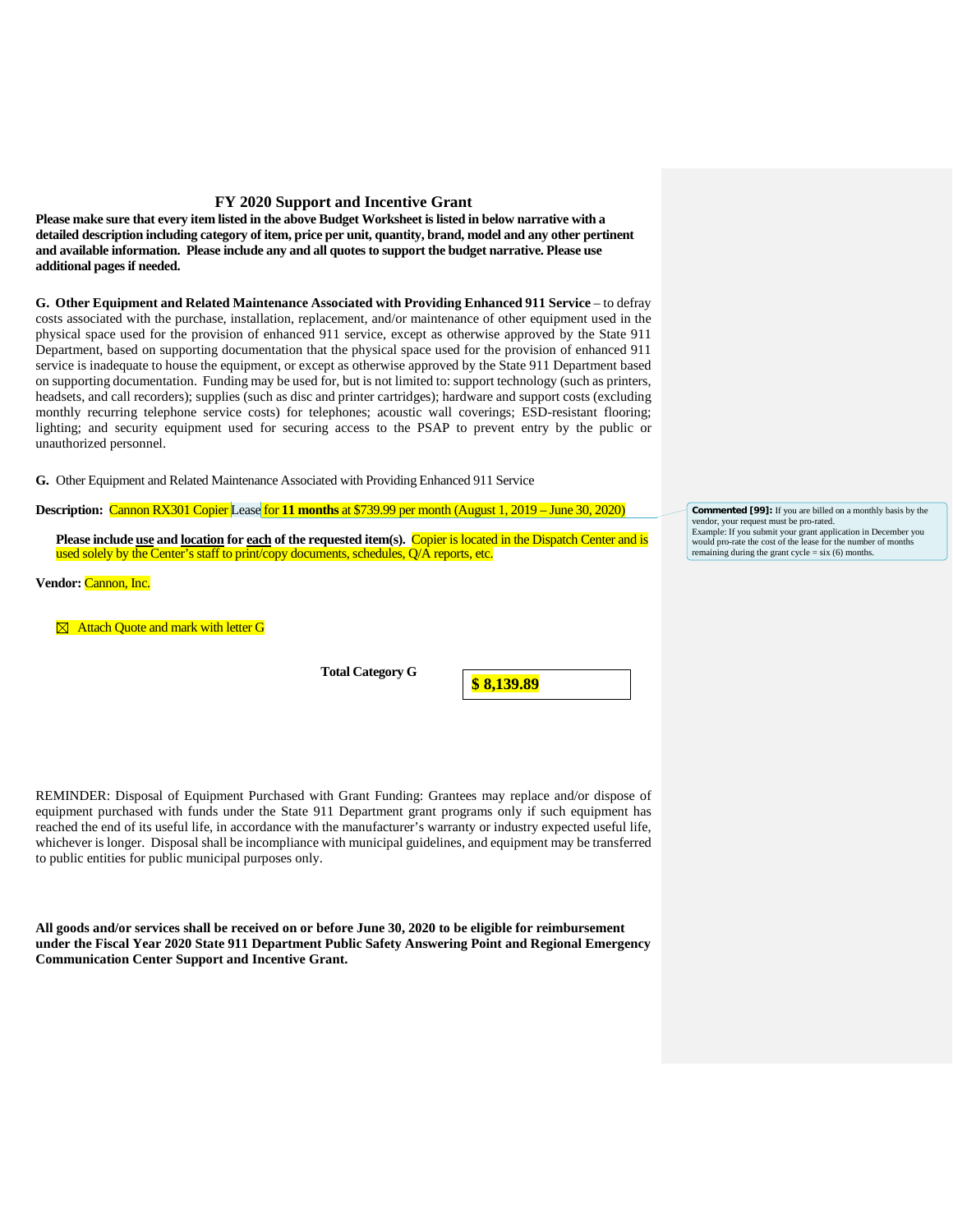## FY 2020 Support and Incentive Grant

**Please make sure that every item listed in the above Budget Worksheet is listed in below narrative with a detailed description including category of item, price per unit, quantity, brand, model and any other pertinent and available information. Please include any and all quotes to support the budget narrative. Please use additional pages if needed.**

**G. Other Equipment and Related Maintenance Associated with Providing Enhanced 911 Service** – to defray costs associated with the purchase, installation, replacement, and/or maintenance of other equipment used in the physical space used for the provision of enhanced 911 service, except as otherwise approved by the State 911 Department, based on supporting documentation that the physical space used for the provision of enhanced 911 service is inadequate to house the equipment, or except as otherwise approved by the State 911 Department based on supporting documentation. Funding may be used for, but is not limited to: support technology (such as printers, headsets, and call recorders); supplies (such as disc and printer cartridges); hardware and support costs (excluding monthly recurring telephone service costs) for telephones; acoustic wall coverings; ESD-resistant flooring; lighting; and security equipment used for securing access to the PSAP to prevent entry by the public or unauthorized personnel.

**G.** Other Equipment and Related Maintenance Associated with Providing Enhanced 911 Service

**Description:** Cannon RX301 Copier Lease for **11 months** at $739.99 per month (August 1, 2019 – June 30, 2020)

> **Commented [99]:** If you are billed on a monthly basis by the vendor, your request must be pro-rated.
> Example: If you submit your grant application in December you would pro-rate the cost of the lease for the number of months remaining during the grant cycle = six (6) months.

**Please include use and location for each of the requested item(s).** Copier is located in the Dispatch Center and is used solely by the Center's staff to print/copy documents, schedules, Q/A reports, etc.

**Vendor:** Cannon, Inc.

☒ Attach Quote and mark with letter G

**Total Category G** **$ 8,139.89**

REMINDER: Disposal of Equipment Purchased with Grant Funding: Grantees may replace and/or dispose of equipment purchased with funds under the State 911 Department grant programs only if such equipment has reached the end of its useful life, in accordance with the manufacturer's warranty or industry expected useful life, whichever is longer. Disposal shall be incompliance with municipal guidelines, and equipment may be transferred to public entities for public municipal purposes only.

**All goods and/or services shall be received on or before June 30, 2020 to be eligible for reimbursement under the Fiscal Year 2020 State 911 Department Public Safety Answering Point and Regional Emergency Communication Center Support and Incentive Grant.**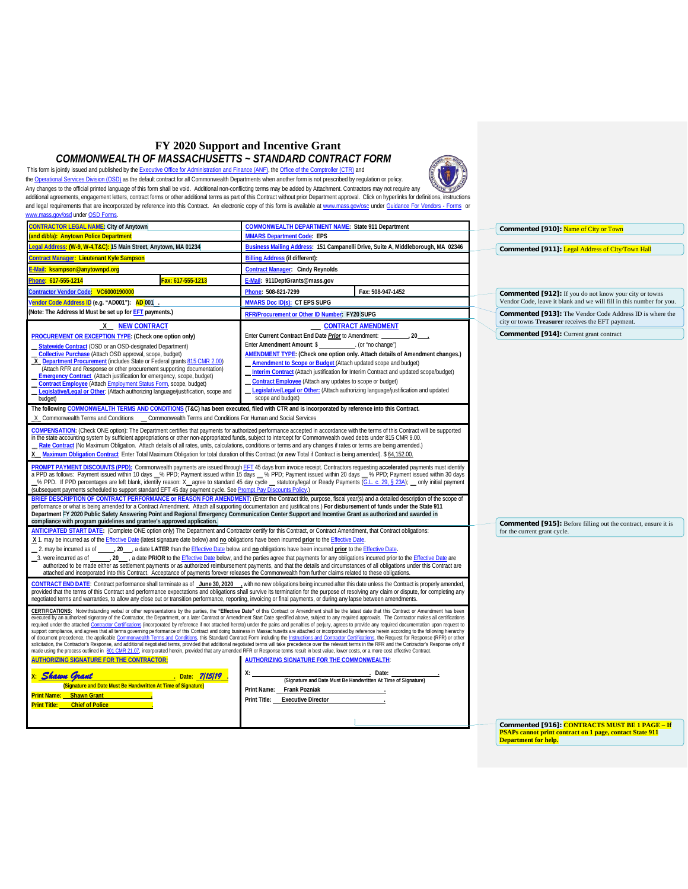# FY 2020 Support and Incentive Grant

## COMMONWEALTH OF MASSACHUSETTS ~ STANDARD CONTRACT FORM

This form is jointly issued and published by the Executive Office for Administration and Finance (ANF), the Office of the Comptroller (CTR) and the Operational Services Division (OSD) as the default contract for all Commonwealth Departments when another form is not prescribed by regulation or policy. Any changes to the official printed language of this form shall be void. Additional non-conflicting terms may be added by Attachment. Contractors may not require any additional agreements, engagement letters, contract forms or other additional terms as part of this Contract without prior Department approval. Click on hyperlinks for definitions, instructions and legal requirements that are incorporated by reference into this Contract. An electronic copy of this form is available at www.mass.gov/osc under Guidance For Vendors - Forms or www.mass.gov/osd under OSD Forms.

| | | | |
|---|---|---|---|
| **CONTRACTOR LEGAL NAME: City of Anytown** | | **COMMONWEALTH DEPARTMENT NAME: State 911 Department** | |
| **(and d/b/a): Anytown Police Department** | | **MMARS Department Code: EPS** | |
| **Legal Address: (W-9, W-4,T&C): 15 Main Street, Anytown, MA 01234** | | **Business Mailing Address: 151 Campanelli Drive, Suite A, Middleborough, MA 02346** | |
| **Contract Manager: Lieutenant Kyle Sampson** | | **Billing Address (if different):** | |
| **E-Mail: ksampson@anytownpd.org** | | **Contract Manager: Cindy Reynolds** | |
| **Phone: 617-555-1214** | **Fax: 617-555-1213** | **E-Mail: 911DeptGrants@mass.gov** | |
| **Contractor Vendor Code: VC6000190000** | | **Phone: 508-821-7299** | **Fax: 508-947-1452** |
| **Vendor Code Address ID (e.g. "AD001"): AD001** | | **MMARS Doc ID(s): CT EPS SUPG** | |
| **(Note: The Address Id Must be set up for EFT payments.)** | | **RFR/Procurement or Other ID Number: FY20 SUPG** | |

| | |
|---|---|
| **X NEW CONTRACT** | **\_\_ CONTRACT AMENDMENT** |
| **PROCUREMENT OR EXCEPTION TYPE: (Check one option only)**<br>\_\_ Statewide Contract (OSD or an OSD-designated Department)<br>\_\_ Collective Purchase (Attach OSD approval, scope, budget)<br>X Department Procurement (includes State or Federal grants 815 CMR 2.00) (Attach RFR and Response or other procurement supporting documentation)<br>\_\_ Emergency Contract (Attach justification for emergency, scope, budget)<br>\_\_ Contract Employee (Attach Employment Status Form, scope, budget)<br>\_\_ Legislative/Legal or Other: (Attach authorizing language/justification, scope and budget) | Enter Current Contract End Date *Prior* to Amendment: \_\_\_\_\_\_, 20\_\_.<br>Enter Amendment Amount: $ \_\_\_\_\_\_. (or "no change")<br>**AMENDMENT TYPE: (Check one option only. Attach details of Amendment changes.)**<br>\_\_ Amendment to Scope or Budget (Attach updated scope and budget)<br>\_\_ Interim Contract (Attach justification for Interim Contract and updated scope/budget)<br>\_\_ Contract Employee (Attach any updates to scope or budget)<br>\_\_ Legislative/Legal or Other: (Attach authorizing language/justification and updated scope and budget) |

**The following COMMONWEALTH TERMS AND CONDITIONS (T&C) has been executed, filed with CTR and is incorporated by reference into this Contract.**
X Commonwealth Terms and Conditions \_\_ Commonwealth Terms and Conditions For Human and Social Services

**COMPENSATION:** (Check ONE option): The Department certifies that payments for authorized performance accepted in accordance with the terms of this Contract will be supported in the state accounting system by sufficient appropriations or other non-appropriated funds, subject to intercept for Commonwealth owed debts under 815 CMR 9.00.
\_\_ **Rate Contract** (No Maximum Obligation. Attach details of all rates, units, calculations, conditions or terms and any changes if rates or terms are being amended.)
X **Maximum Obligation Contract** Enter Total Maximum Obligation for total duration of this Contract (or *new* Total if Contract is being amended). $ 64,152.00.

**PROMPT PAYMENT DISCOUNTS (PPD):** Commonwealth payments are issued through EFT 45 days from invoice receipt. Contractors requesting **accelerated** payments must identify a PPD as follows: Payment issued within 10 days \_\_% PPD; Payment issued within 15 days \_\_ % PPD; Payment issued within 20 days \_\_ % PPD; Payment issued within 30 days \_\_% PPD. If PPD percentages are left blank, identify reason: X\_\_agree to standard 45 day cycle \_\_ statutory/legal or Ready Payments (G.L. c. 29, § 23A); \_\_ only initial payment (subsequent payments scheduled to support standard EFT 45 day payment cycle. See Prompt Pay Discounts Policy.)

**BRIEF DESCRIPTION OF CONTRACT PERFORMANCE or REASON FOR AMENDMENT:** (Enter the Contract title, purpose, fiscal year(s) and a detailed description of the scope of performance or what is being amended for a Contract Amendment. Attach all supporting documentation and justifications.) **For disbursement of funds under the State 911 Department FY 2020 Public Safety Answering Point and Regional Emergency Communication Center Support and Incentive Grant as authorized and awarded in compliance with program guidelines and grantee's approved application.**

**ANTICIPATED START DATE:** (Complete ONE option only) The Department and Contractor certify for this Contract, or Contract Amendment, that Contract obligations:
X 1. may be incurred as of the Effective Date (latest signature date below) and **no** obligations have been incurred **prior** to the Effective Date.
\_\_ 2. may be incurred as of \_\_\_\_\_, 20\_\_\_, a date **LATER** than the Effective Date below and **no** obligations have been incurred **prior** to the Effective Date.
\_\_ 3. were incurred as of \_\_\_\_\_, 20\_\_\_, a date **PRIOR** to the Effective Date below, and the parties agree that payments for any obligations incurred prior to the Effective Date are authorized to be made either as settlement payments or as authorized reimbursement payments, and that the details and circumstances of all obligations under this Contract are attached and incorporated into this Contract. Acceptance of payments forever releases the Commonwealth from further claims related to these obligations.

**CONTRACT END DATE:** Contract performance shall terminate as of **June 30, 2020**, with no new obligations being incurred after this date unless the Contract is properly amended, provided that the terms of this Contract and performance expectations and obligations shall survive its termination for the purpose of resolving any claim or dispute, for completing any negotiated terms and warranties, to allow any close out or transition performance, reporting, invoicing or final payments, or during any lapse between amendments.

**CERTIFICATIONS:** Notwithstanding verbal or other representations by the parties, the **"Effective Date"** of this Contract or Amendment shall be the latest date that this Contract or Amendment has been executed by an authorized signatory of the Contractor, the Department, or a later Contract or Amendment Start Date specified above, subject to any required approvals. The Contractor makes all certifications required under the attached Contractor Certifications (incorporated by reference if not attached hereto) under the pains and penalties of perjury, agrees to provide any required documentation upon request to support compliance, and agrees that all terms governing performance of this Contract and doing business in Massachusetts are attached or incorporated by reference herein according to the following hierarchy of document precedence, the applicable Commonwealth Terms and Conditions, this Standard Contract Form including the Instructions and Contractor Certifications, the Request for Response (RFR) or other solicitation, the Contractor's Response, and additional negotiated terms, provided that additional negotiated terms will take precedence over the relevant terms in the RFR and the Contractor's Response only if made using the process outlined in 801 CMR 21.07, incorporated herein, provided that any amended RFR or Response terms result in best value, lower costs, or a more cost effective Contract.

| | |
|---|---|
| **AUTHORIZING SIGNATURE FOR THE CONTRACTOR:** | **AUTHORIZING SIGNATURE FOR THE COMMONWEALTH:** |
| X: *Shawn Grant* . Date: 7/15/19 .<br>(Signature and Date Must Be Handwritten At Time of Signature) | X: \_\_\_\_\_\_\_\_\_\_\_\_\_\_\_\_ . Date: \_\_\_\_\_\_\_\_ .<br>(Signature and Date Must Be Handwritten At Time of Signature) |
| Print Name: Shawn Grant | Print Name: Frank Pozniak |
| Print Title: Chief of Police | Print Title: Executive Director |

**Commented [910]:** Name of City or Town

**Commented [911]:** Legal Address of City/Town Hall

**Commented [912]:** If you do not know your city or towns Vendor Code, leave it blank and we will fill in this number for you.

**Commented [913]:** The Vendor Code Address ID is where the city or towns **Treasurer** receives the EFT payment.

**Commented [914]:** Current grant contract

**Commented [915]:** Before filling out the contract, ensure it is for the current grant cycle.

**Commented [916]: CONTRACTS MUST BE 1 PAGE – If PSAPs cannot print contract on 1 page, contact State 911 Department for help.**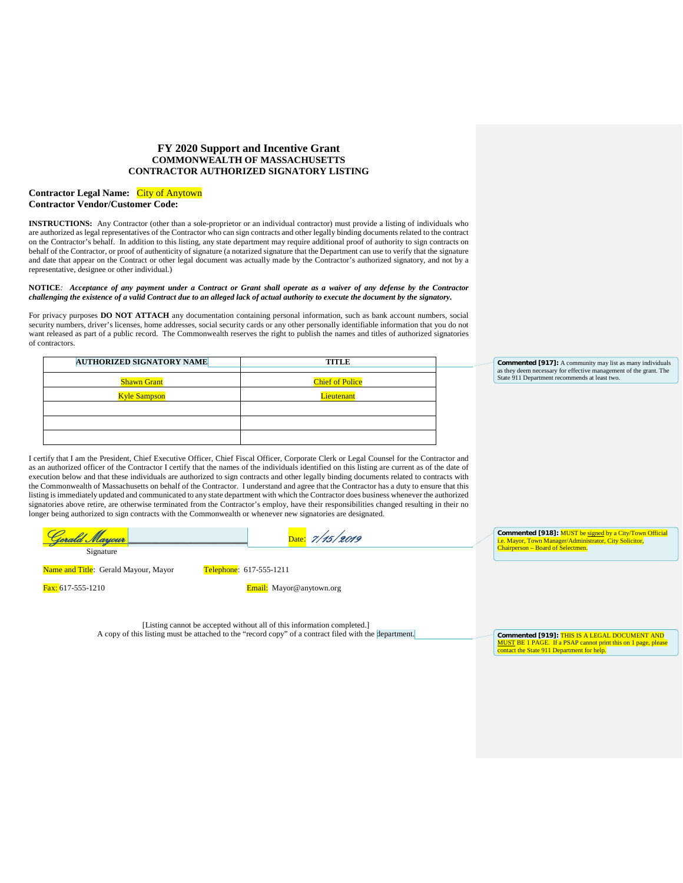# FY 2020 Support and Incentive Grant

**COMMONWEALTH OF MASSACHUSETTS**

**CONTRACTOR AUTHORIZED SIGNATORY LISTING**

**Contractor Legal Name:** City of Anytown
**Contractor Vendor/Customer Code:**

**INSTRUCTIONS:** Any Contractor (other than a sole-proprietor or an individual contractor) must provide a listing of individuals who are authorized as legal representatives of the Contractor who can sign contracts and other legally binding documents related to the contract on the Contractor's behalf. In addition to this listing, any state department may require additional proof of authority to sign contracts on behalf of the Contractor, or proof of authenticity of signature (a notarized signature that the Department can use to verify that the signature and date that appear on the Contract or other legal document was actually made by the Contractor's authorized signatory, and not by a representative, designee or other individual.)

**NOTICE**: ***Acceptance of any payment under a Contract or Grant shall operate as a waiver of any defense by the Contractor challenging the existence of a valid Contract due to an alleged lack of actual authority to execute the document by the signatory.***

For privacy purposes **DO NOT ATTACH** any documentation containing personal information, such as bank account numbers, social security numbers, driver's licenses, home addresses, social security cards or any other personally identifiable information that you do not want released as part of a public record. The Commonwealth reserves the right to publish the names and titles of authorized signatories of contractors.

| AUTHORIZED SIGNATORY NAME | TITLE |
|---|---|
| Shawn Grant | Chief of Police |
| Kyle Sampson | Lieutenant |
| | |
| | |
| | |

Commented [917]: A community may list as many individuals as they deem necessary for effective management of the grant. The State 911 Department recommends at least two.

I certify that I am the President, Chief Executive Officer, Chief Fiscal Officer, Corporate Clerk or Legal Counsel for the Contractor and as an authorized officer of the Contractor I certify that the names of the individuals identified on this listing are current as of the date of execution below and that these individuals are authorized to sign contracts and other legally binding documents related to contracts with the Commonwealth of Massachusetts on behalf of the Contractor. I understand and agree that the Contractor has a duty to ensure that this listing is immediately updated and communicated to any state department with which the Contractor does business whenever the authorized signatories above retire, are otherwise terminated from the Contractor's employ, have their responsibilities changed resulting in their no longer being authorized to sign contracts with the Commonwealth or whenever new signatories are designated.

Gerald Mayour ______________________ Date: 7/15/2019
Signature

Commented [918]: MUST be signed by a City/Town Official i.e. Mayor, Town Manager/Administrator, City Solicitor, Chairperson – Board of Selectmen.

Name and Title: Gerald Mayour, Mayor Telephone: 617-555-1211

Fax: 617-555-1210 Email: Mayor@anytown.org

[Listing cannot be accepted without all of this information completed.]
A copy of this listing must be attached to the "record copy" of a contract filed with the department.

Commented [919]: THIS IS A LEGAL DOCUMENT AND MUST BE 1 PAGE. If a PSAP cannot print this on 1 page, please contact the State 911 Department for help.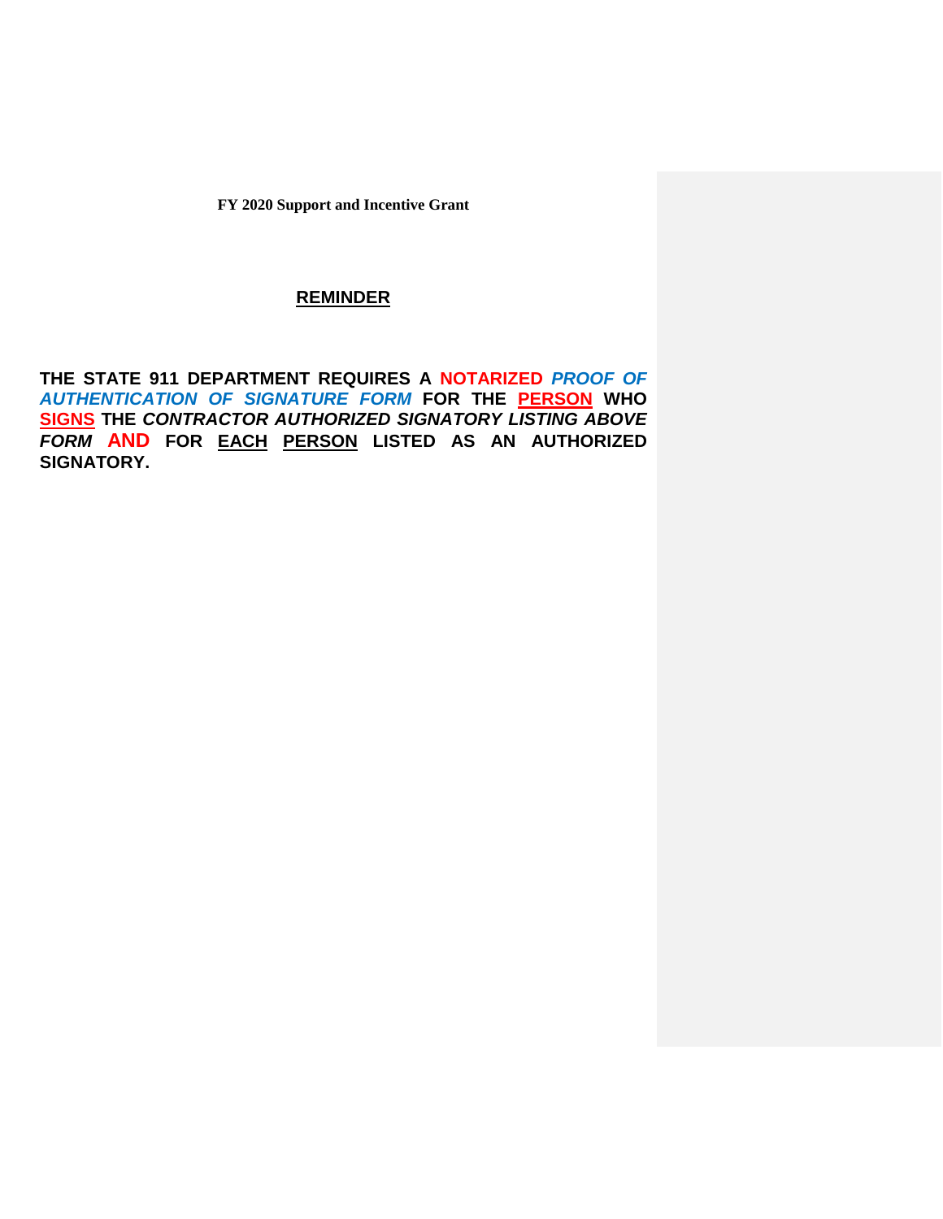**FY 2020 Support and Incentive Grant**

## REMINDER

**THE STATE 911 DEPARTMENT REQUIRES A NOTARIZED *PROOF OF AUTHENTICATION OF SIGNATURE FORM* FOR THE PERSON WHO SIGNS THE *CONTRACTOR AUTHORIZED SIGNATORY LISTING ABOVE FORM* AND FOR EACH PERSON LISTED AS AN AUTHORIZED SIGNATORY.**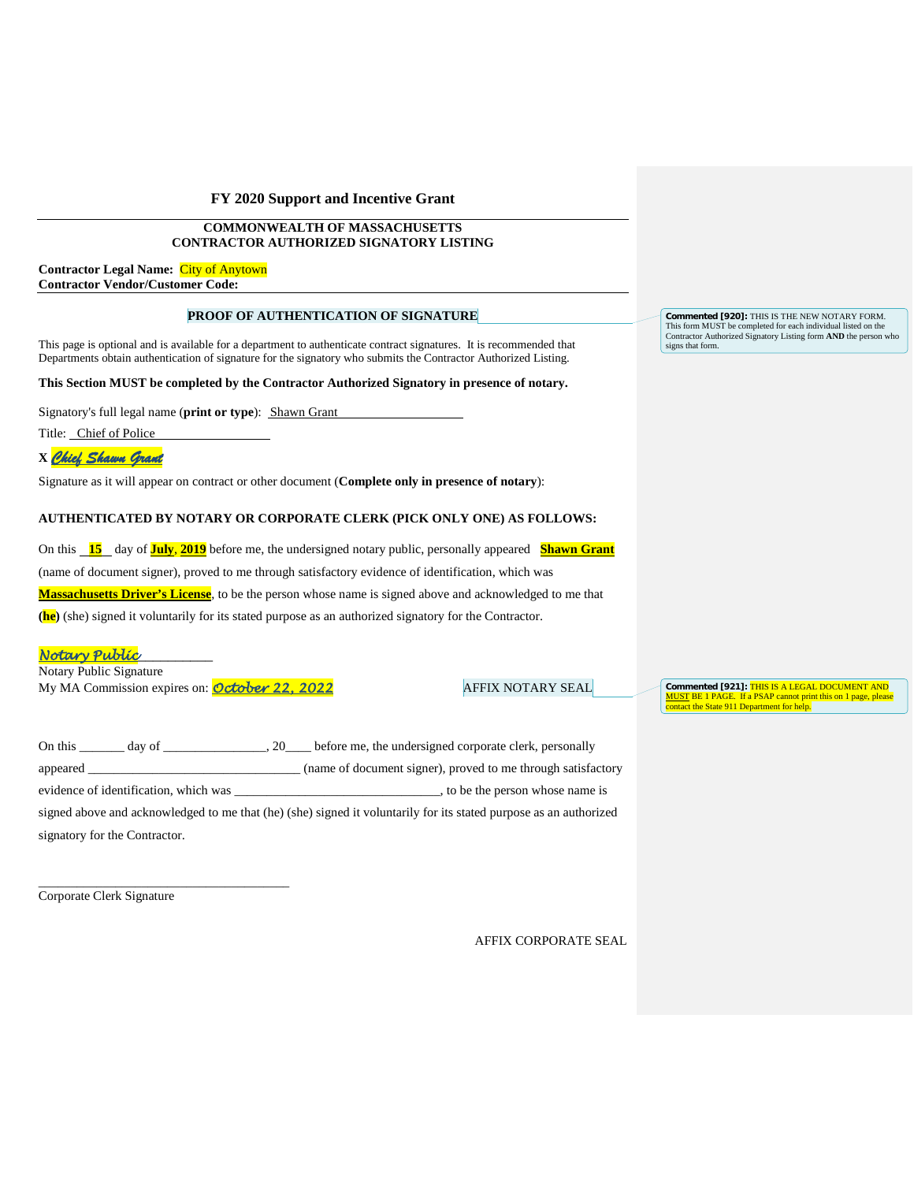## FY 2020 Support and Incentive Grant

---

**COMMONWEALTH OF MASSACHUSETTS**
**CONTRACTOR AUTHORIZED SIGNATORY LISTING**

**Contractor Legal Name:** City of Anytown
**Contractor Vendor/Customer Code:**

---

**PROOF OF AUTHENTICATION OF SIGNATURE**

> **Commented [920]:** THIS IS THE NEW NOTARY FORM. This form MUST be completed for each individual listed on the Contractor Authorized Signatory Listing form **AND** the person who signs that form.

This page is optional and is available for a department to authenticate contract signatures. It is recommended that Departments obtain authentication of signature for the signatory who submits the Contractor Authorized Listing.

**This Section MUST be completed by the Contractor Authorized Signatory in presence of notary.**

Signatory's full legal name (**print or type**): Shawn Grant

Title: Chief of Police

**X** *Chief Shawn Grant*

Signature as it will appear on contract or other document (**Complete only in presence of notary**):

**AUTHENTICATED BY NOTARY OR CORPORATE CLERK (PICK ONLY ONE) AS FOLLOWS:**

On this **15** day of **July**, **2019** before me, the undersigned notary public, personally appeared **Shawn Grant** (name of document signer), proved to me through satisfactory evidence of identification, which was **Massachusetts Driver's License**, to be the person whose name is signed above and acknowledged to me that **(he)** (she) signed it voluntarily for its stated purpose as an authorized signatory for the Contractor.

*Notary Public*
Notary Public Signature
My MA Commission expires on: *October 22, 2022*

AFFIX NOTARY SEAL

> **Commented [921]:** THIS IS A LEGAL DOCUMENT AND MUST BE 1 PAGE. If a PSAP cannot print this on 1 page, please contact the State 911 Department for help.

On this _______ day of ________________, 20____ before me, the undersigned corporate clerk, personally appeared ________________________________ (name of document signer), proved to me through satisfactory evidence of identification, which was ________________________________, to be the person whose name is signed above and acknowledged to me that (he) (she) signed it voluntarily for its stated purpose as an authorized signatory for the Contractor.

________________________________________
Corporate Clerk Signature

AFFIX CORPORATE SEAL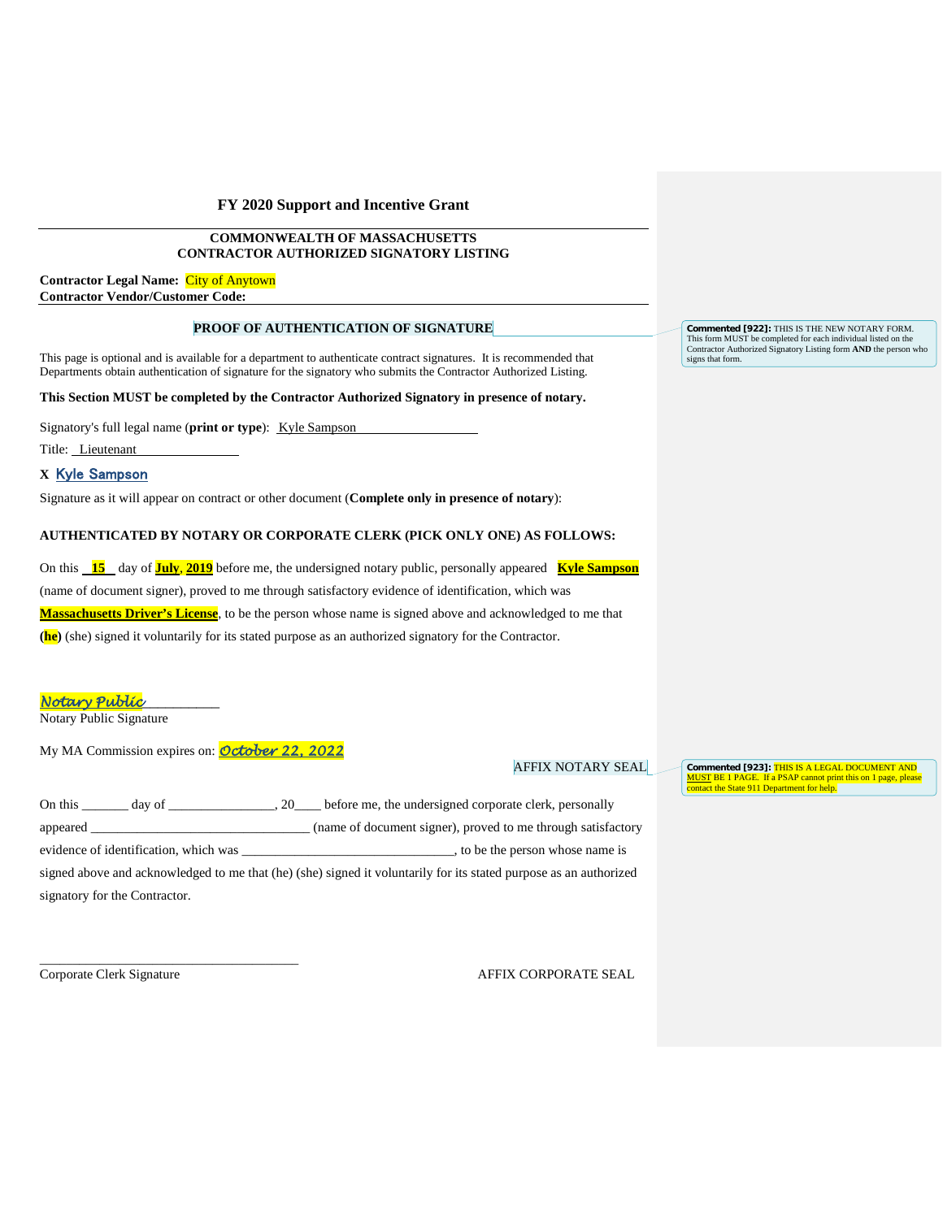## FY 2020 Support and Incentive Grant

---

**COMMONWEALTH OF MASSACHUSETTS**
**CONTRACTOR AUTHORIZED SIGNATORY LISTING**

**Contractor Legal Name:** City of Anytown
**Contractor Vendor/Customer Code:**

---

**PROOF OF AUTHENTICATION OF SIGNATURE**

> **Commented [922]:** THIS IS THE NEW NOTARY FORM. This form MUST be completed for each individual listed on the Contractor Authorized Signatory Listing form **AND** the person who signs that form.

This page is optional and is available for a department to authenticate contract signatures. It is recommended that Departments obtain authentication of signature for the signatory who submits the Contractor Authorized Listing.

**This Section MUST be completed by the Contractor Authorized Signatory in presence of notary.**

Signatory's full legal name (**print or type**): Kyle Sampson

Title: Lieutenant

**X** Kyle Sampson

Signature as it will appear on contract or other document (**Complete only in presence of notary**):

**AUTHENTICATED BY NOTARY OR CORPORATE CLERK (PICK ONLY ONE) AS FOLLOWS:**

On this **15** day of **July**, **2019** before me, the undersigned notary public, personally appeared **Kyle Sampson** (name of document signer), proved to me through satisfactory evidence of identification, which was **Massachusetts Driver's License**, to be the person whose name is signed above and acknowledged to me that **(he)** (she) signed it voluntarily for its stated purpose as an authorized signatory for the Contractor.

*Notary Public*
Notary Public Signature

My MA Commission expires on: *October 22, 2022*

AFFIX NOTARY SEAL

> **Commented [923]:** THIS IS A LEGAL DOCUMENT AND MUST BE 1 PAGE. If a PSAP cannot print this on 1 page, please contact the State 911 Department for help.

On this _______ day of ________________, 20____ before me, the undersigned corporate clerk, personally appeared ________________________________ (name of document signer), proved to me through satisfactory evidence of identification, which was ________________________________, to be the person whose name is signed above and acknowledged to me that (he) (she) signed it voluntarily for its stated purpose as an authorized signatory for the Contractor.

______________________________________
Corporate Clerk Signature

AFFIX CORPORATE SEAL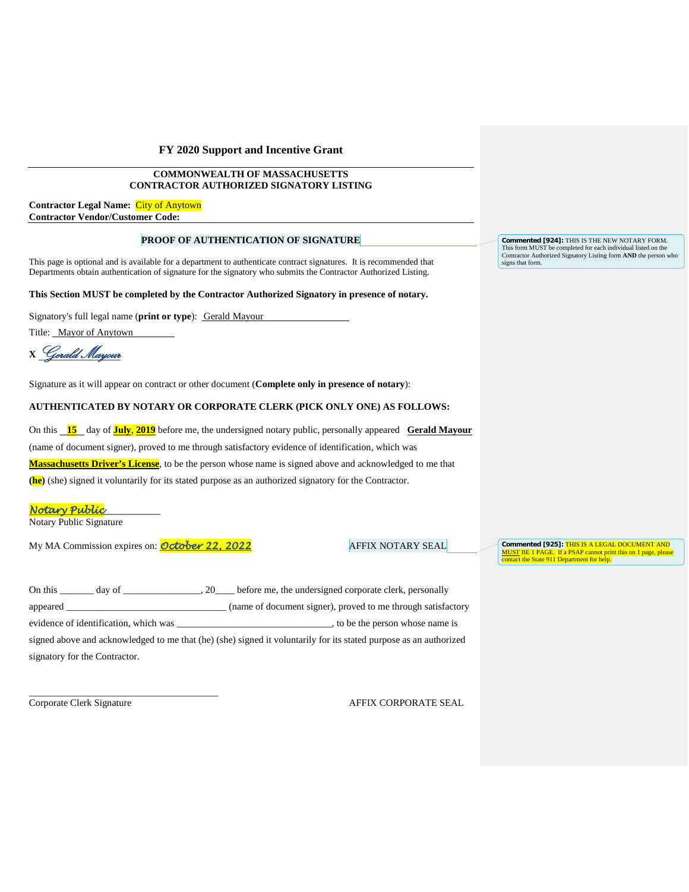## FY 2020 Support and Incentive Grant

**COMMONWEALTH OF MASSACHUSETTS**
**CONTRACTOR AUTHORIZED SIGNATORY LISTING**

**Contractor Legal Name:** City of Anytown
**Contractor Vendor/Customer Code:**

### PROOF OF AUTHENTICATION OF SIGNATURE

> **Commented [924]:** THIS IS THE NEW NOTARY FORM. This form MUST be completed for each individual listed on the Contractor Authorized Signatory Listing form **AND** the person who signs that form.

This page is optional and is available for a department to authenticate contract signatures. It is recommended that Departments obtain authentication of signature for the signatory who submits the Contractor Authorized Listing.

**This Section MUST be completed by the Contractor Authorized Signatory in presence of notary.**

Signatory's full legal name (**print or type**): Gerald Mayour

Title: Mayor of Anytown

X *Gerald Mayour*

Signature as it will appear on contract or other document (**Complete only in presence of notary**):

**AUTHENTICATED BY NOTARY OR CORPORATE CLERK (PICK ONLY ONE) AS FOLLOWS:**

On this **15** day of **July**, **2019** before me, the undersigned notary public, personally appeared **Gerald Mayour** (name of document signer), proved to me through satisfactory evidence of identification, which was **Massachusetts Driver's License**, to be the person whose name is signed above and acknowledged to me that **(he)** (she) signed it voluntarily for its stated purpose as an authorized signatory for the Contractor.

*Notary Public*\_\_\_\_\_\_\_\_\_\_
Notary Public Signature

My MA Commission expires on: *October 22, 2022* AFFIX NOTARY SEAL

> **Commented [925]:** THIS IS A LEGAL DOCUMENT AND MUST BE 1 PAGE. If a PSAP cannot print this on 1 page, please contact the State 911 Department for help.

On this \_\_\_\_\_\_\_ day of \_\_\_\_\_\_\_\_\_\_\_\_\_\_\_\_, 20\_\_\_\_ before me, the undersigned corporate clerk, personally appeared \_\_\_\_\_\_\_\_\_\_\_\_\_\_\_\_\_\_\_\_\_\_\_\_\_\_\_\_\_\_\_\_\_ (name of document signer), proved to me through satisfactory evidence of identification, which was \_\_\_\_\_\_\_\_\_\_\_\_\_\_\_\_\_\_\_\_\_\_\_\_\_\_\_\_\_\_\_\_, to be the person whose name is signed above and acknowledged to me that (he) (she) signed it voluntarily for its stated purpose as an authorized signatory for the Contractor.

\_\_\_\_\_\_\_\_\_\_\_\_\_\_\_\_\_\_\_\_\_\_\_\_\_\_\_\_\_\_\_\_\_\_\_\_\_\_\_
Corporate Clerk Signature AFFIX CORPORATE SEAL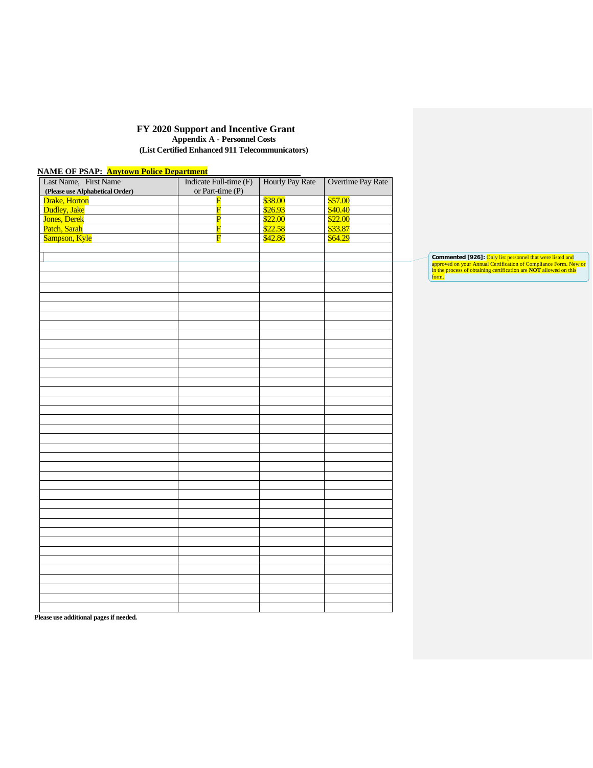# FY 2020 Support and Incentive Grant

**Appendix A - Personnel Costs**

**(List Certified Enhanced 911 Telecommunicators)**

**NAME OF PSAP: Anytown Police Department**

| Last Name, First Name **(Please use Alphabetical Order)** | Indicate Full-time (F) or Part-time (P) | Hourly Pay Rate | Overtime Pay Rate |
|---|---|---|---|
| Drake, Horton | F | $38.00 | $57.00 |
| Dudley, Jake | F | $26.93 | $40.40 |
| Jones, Derek | P | $22.00 | $22.00 |
| Patch, Sarah | F | $22.58 | $33.87 |
| Sampson, Kyle | F | $42.86 | $64.29 |
| | | | |
| | | | |
| | | | |
| | | | |
| | | | |
| | | | |
| | | | |
| | | | |
| | | | |
| | | | |
| | | | |
| | | | |
| | | | |
| | | | |
| | | | |
| | | | |
| | | | |
| | | | |
| | | | |
| | | | |
| | | | |
| | | | |
| | | | |
| | | | |
| | | | |
| | | | |
| | | | |
| | | | |
| | | | |
| | | | |
| | | | |
| | | | |
| | | | |
| | | | |
| | | | |
| | | | |
| | | | |

**Please use additional pages if needed.**

**Commented [926]:** Only list personnel that were listed and approved on your Annual Certification of Compliance Form. New or in the process of obtaining certification are **NOT** allowed on this form.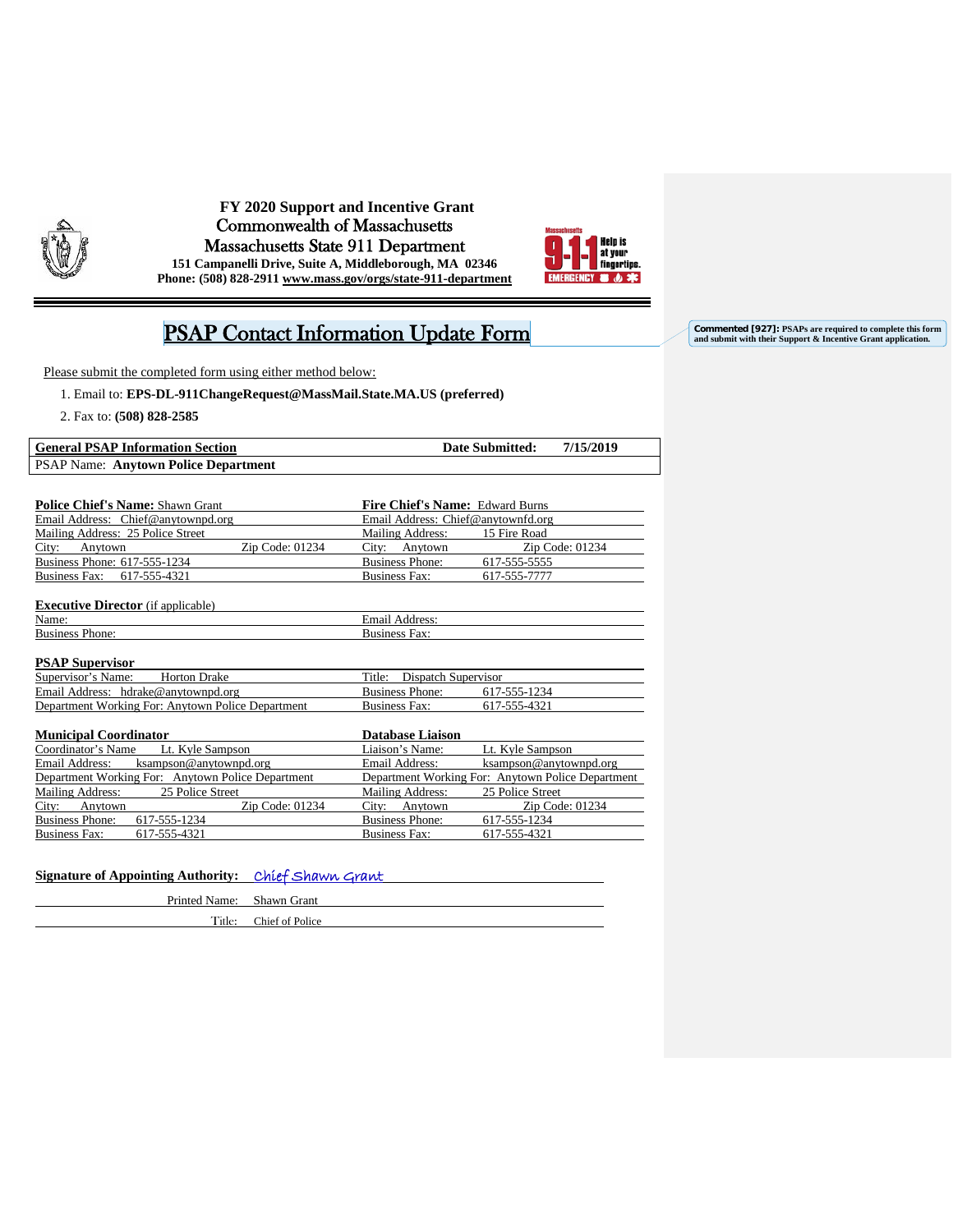**FY 2020 Support and Incentive Grant**
Commonwealth of Massachusetts
Massachusetts State 911 Department
**151 Campanelli Drive, Suite A, Middleborough, MA 02346**
**Phone: (508) 828-2911 www.mass.gov/orgs/state-911-department**

# PSAP Contact Information Update Form

**Commented [927]: PSAPs are required to complete this form and submit with their Support & Incentive Grant application.**

Please submit the completed form using either method below:

1. Email to: **EPS-DL-911ChangeRequest@MassMail.State.MA.US (preferred)**
2. Fax to: **(508) 828-2585**

| **General PSAP Information Section** | **Date Submitted:** **7/15/2019** |
|---|---|
| PSAP Name: **Anytown Police Department** | |

| **Police Chief's Name:** Shawn Grant | **Fire Chief's Name:** Edward Burns |
|---|---|
| Email Address: Chief@anytownpd.org | Email Address: Chief@anytownfd.org |
| Mailing Address: 25 Police Street | Mailing Address: 15 Fire Road |
| City: Anytown Zip Code: 01234 | City: Anytown Zip Code: 01234 |
| Business Phone: 617-555-1234 | Business Phone: 617-555-5555 |
| Business Fax: 617-555-4321 | Business Fax: 617-555-7777 |

**Executive Director** (if applicable)

| | |
|---|---|
| Name: | Email Address: |
| Business Phone: | Business Fax: |

**PSAP Supervisor**

| | |
|---|---|
| Supervisor's Name: Horton Drake | Title: Dispatch Supervisor |
| Email Address: hdrake@anytownpd.org | Business Phone: 617-555-1234 |
| Department Working For: Anytown Police Department | Business Fax: 617-555-4321 |

| **Municipal Coordinator** | **Database Liaison** |
|---|---|
| Coordinator's Name Lt. Kyle Sampson | Liaison's Name: Lt. Kyle Sampson |
| Email Address: ksampson@anytownpd.org | Email Address: ksampson@anytownpd.org |
| Department Working For: Anytown Police Department | Department Working For: Anytown Police Department |
| Mailing Address: 25 Police Street | Mailing Address: 25 Police Street |
| City: Anytown Zip Code: 01234 | City: Anytown Zip Code: 01234 |
| Business Phone: 617-555-1234 | Business Phone: 617-555-1234 |
| Business Fax: 617-555-4321 | Business Fax: 617-555-4321 |

**Signature of Appointing Authority:** Chief Shawn Grant

Printed Name: Shawn Grant

Title: Chief of Police